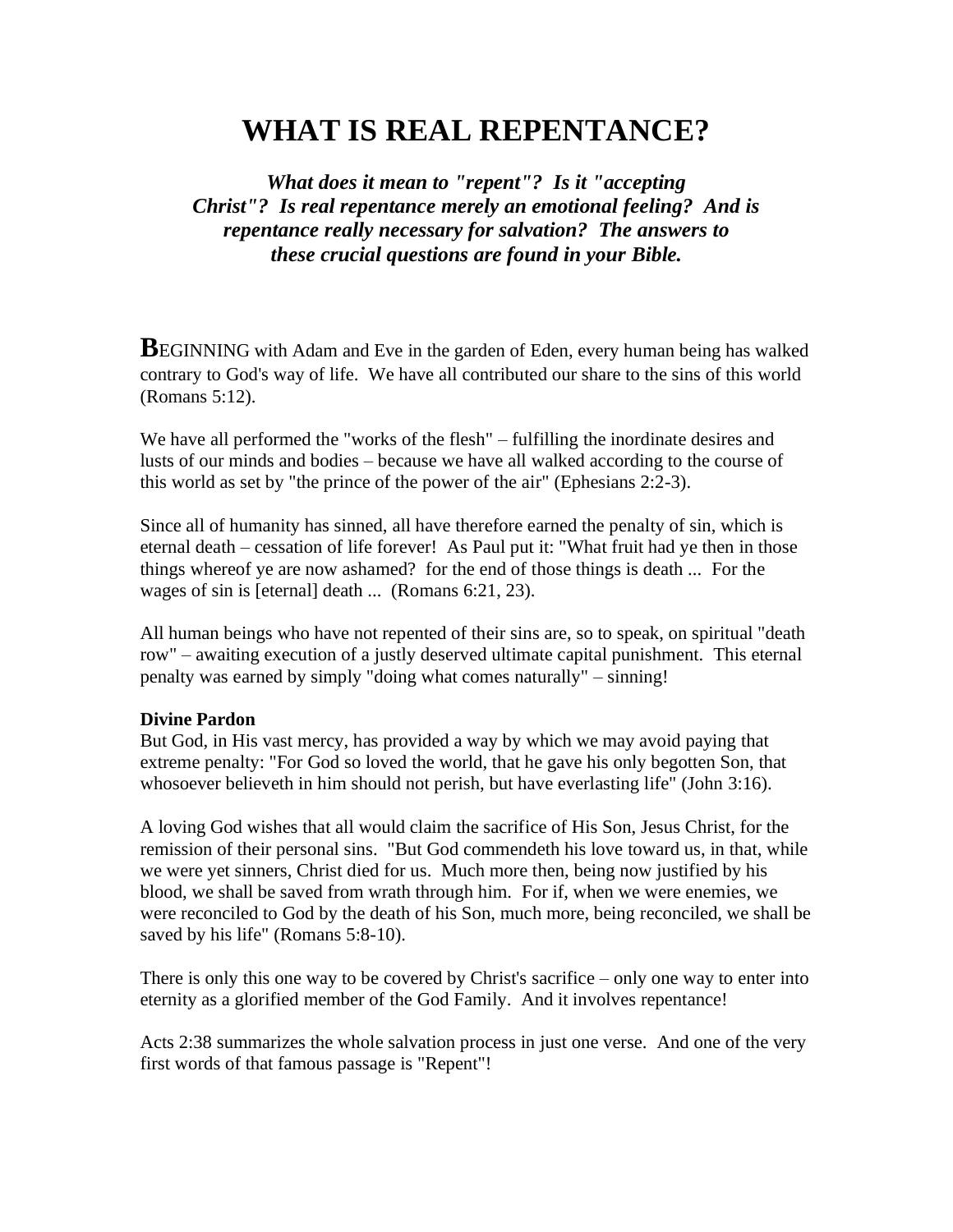# WHAT IS REAL REPENTANCE?

***What does it mean to "repent"? Is it "accepting Christ"? Is real repentance merely an emotional feeling? And is repentance really necessary for salvation? The answers to these crucial questions are found in your Bible.***

**B**EGINNING with Adam and Eve in the garden of Eden, every human being has walked contrary to God's way of life. We have all contributed our share to the sins of this world (Romans 5:12).

We have all performed the "works of the flesh" – fulfilling the inordinate desires and lusts of our minds and bodies – because we have all walked according to the course of this world as set by "the prince of the power of the air" (Ephesians 2:2-3).

Since all of humanity has sinned, all have therefore earned the penalty of sin, which is eternal death – cessation of life forever! As Paul put it: "What fruit had ye then in those things whereof ye are now ashamed? for the end of those things is death ... For the wages of sin is [eternal] death ... (Romans 6:21, 23).

All human beings who have not repented of their sins are, so to speak, on spiritual "death row" – awaiting execution of a justly deserved ultimate capital punishment. This eternal penalty was earned by simply "doing what comes naturally" – sinning!

**Divine Pardon**

But God, in His vast mercy, has provided a way by which we may avoid paying that extreme penalty: "For God so loved the world, that he gave his only begotten Son, that whosoever believeth in him should not perish, but have everlasting life" (John 3:16).

A loving God wishes that all would claim the sacrifice of His Son, Jesus Christ, for the remission of their personal sins. "But God commendeth his love toward us, in that, while we were yet sinners, Christ died for us. Much more then, being now justified by his blood, we shall be saved from wrath through him. For if, when we were enemies, we were reconciled to God by the death of his Son, much more, being reconciled, we shall be saved by his life" (Romans 5:8-10).

There is only this one way to be covered by Christ's sacrifice – only one way to enter into eternity as a glorified member of the God Family. And it involves repentance!

Acts 2:38 summarizes the whole salvation process in just one verse. And one of the very first words of that famous passage is "Repent"!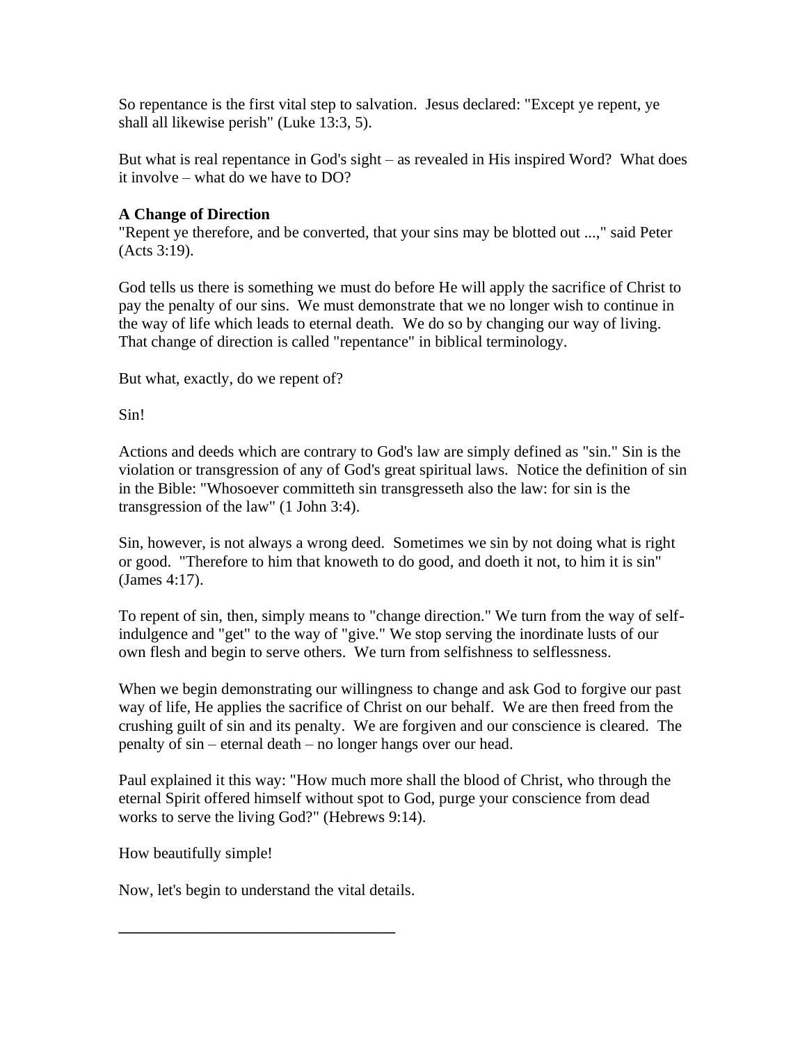So repentance is the first vital step to salvation.  Jesus declared: "Except ye repent, ye shall all likewise perish" (Luke 13:3, 5).

But what is real repentance in God's sight – as revealed in His inspired Word?  What does it involve – what do we have to DO?

**A Change of Direction**

"Repent ye therefore, and be converted, that your sins may be blotted out ...," said Peter (Acts 3:19).

God tells us there is something we must do before He will apply the sacrifice of Christ to pay the penalty of our sins.  We must demonstrate that we no longer wish to continue in the way of life which leads to eternal death.  We do so by changing our way of living.  That change of direction is called "repentance" in biblical terminology.

But what, exactly, do we repent of?

Sin!

Actions and deeds which are contrary to God's law are simply defined as "sin." Sin is the violation or transgression of any of God's great spiritual laws.  Notice the definition of sin in the Bible: "Whosoever committeth sin transgresseth also the law: for sin is the transgression of the law" (1 John 3:4).

Sin, however, is not always a wrong deed.  Sometimes we sin by not doing what is right or good.  "Therefore to him that knoweth to do good, and doeth it not, to him it is sin" (James 4:17).

To repent of sin, then, simply means to "change direction." We turn from the way of self-indulgence and "get" to the way of "give." We stop serving the inordinate lusts of our own flesh and begin to serve others.  We turn from selfishness to selflessness.

When we begin demonstrating our willingness to change and ask God to forgive our past way of life, He applies the sacrifice of Christ on our behalf.  We are then freed from the crushing guilt of sin and its penalty.  We are forgiven and our conscience is cleared.  The penalty of sin – eternal death – no longer hangs over our head.

Paul explained it this way: "How much more shall the blood of Christ, who through the eternal Spirit offered himself without spot to God, purge your conscience from dead works to serve the living God?" (Hebrews 9:14).

How beautifully simple!

Now, let's begin to understand the vital details.

___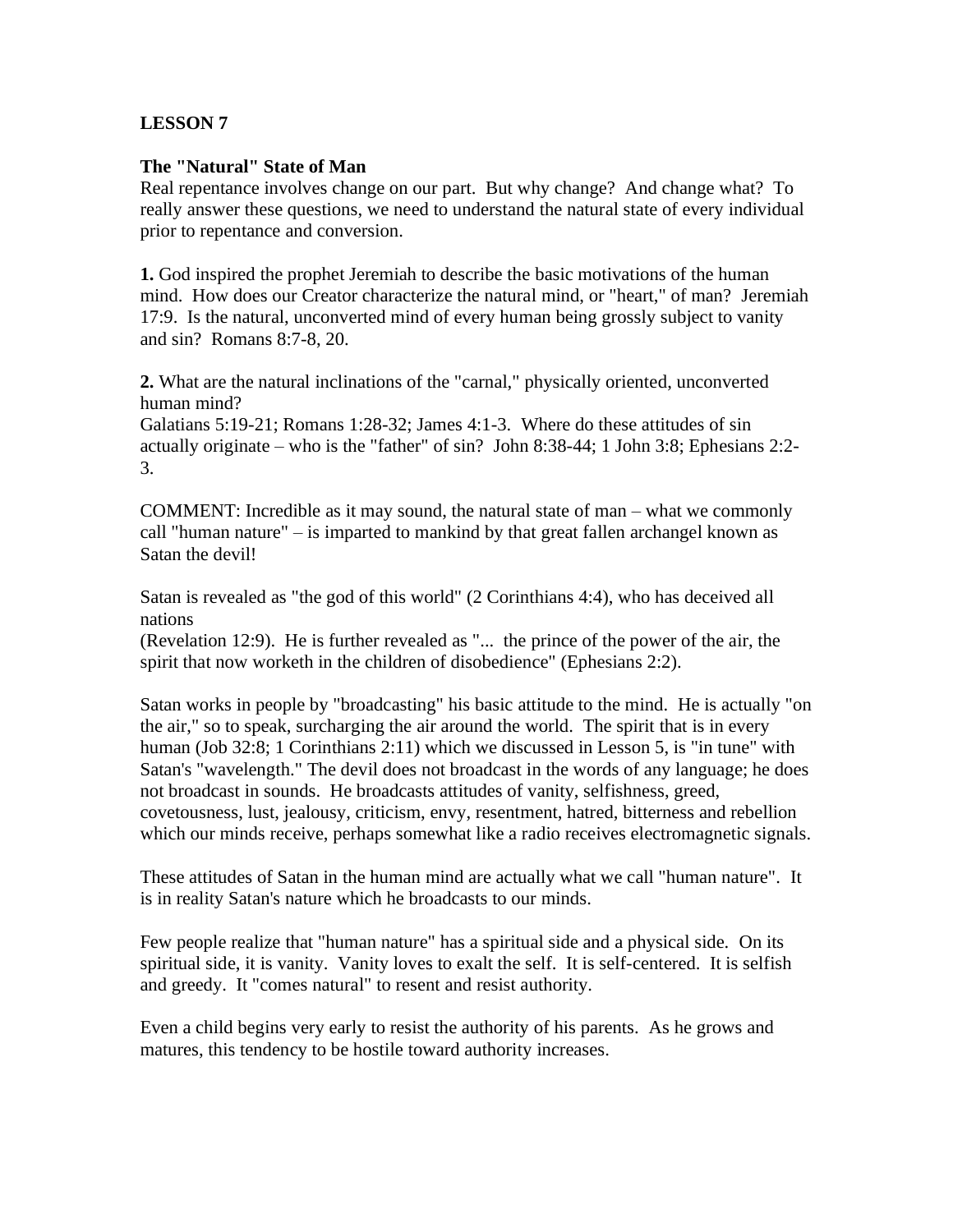**LESSON 7**

**The "Natural" State of Man**

Real repentance involves change on our part. But why change? And change what? To really answer these questions, we need to understand the natural state of every individual prior to repentance and conversion.

**1.** God inspired the prophet Jeremiah to describe the basic motivations of the human mind. How does our Creator characterize the natural mind, or "heart," of man? Jeremiah 17:9. Is the natural, unconverted mind of every human being grossly subject to vanity and sin? Romans 8:7-8, 20.

**2.** What are the natural inclinations of the "carnal," physically oriented, unconverted human mind?
Galatians 5:19-21; Romans 1:28-32; James 4:1-3. Where do these attitudes of sin actually originate – who is the "father" of sin? John 8:38-44; 1 John 3:8; Ephesians 2:2-3.

COMMENT: Incredible as it may sound, the natural state of man – what we commonly call "human nature" – is imparted to mankind by that great fallen archangel known as Satan the devil!

Satan is revealed as "the god of this world" (2 Corinthians 4:4), who has deceived all nations
(Revelation 12:9). He is further revealed as "... the prince of the power of the air, the spirit that now worketh in the children of disobedience" (Ephesians 2:2).

Satan works in people by "broadcasting" his basic attitude to the mind. He is actually "on the air," so to speak, surcharging the air around the world. The spirit that is in every human (Job 32:8; 1 Corinthians 2:11) which we discussed in Lesson 5, is "in tune" with Satan's "wavelength." The devil does not broadcast in the words of any language; he does not broadcast in sounds. He broadcasts attitudes of vanity, selfishness, greed, covetousness, lust, jealousy, criticism, envy, resentment, hatred, bitterness and rebellion which our minds receive, perhaps somewhat like a radio receives electromagnetic signals.

These attitudes of Satan in the human mind are actually what we call "human nature". It is in reality Satan's nature which he broadcasts to our minds.

Few people realize that "human nature" has a spiritual side and a physical side. On its spiritual side, it is vanity. Vanity loves to exalt the self. It is self-centered. It is selfish and greedy. It "comes natural" to resent and resist authority.

Even a child begins very early to resist the authority of his parents. As he grows and matures, this tendency to be hostile toward authority increases.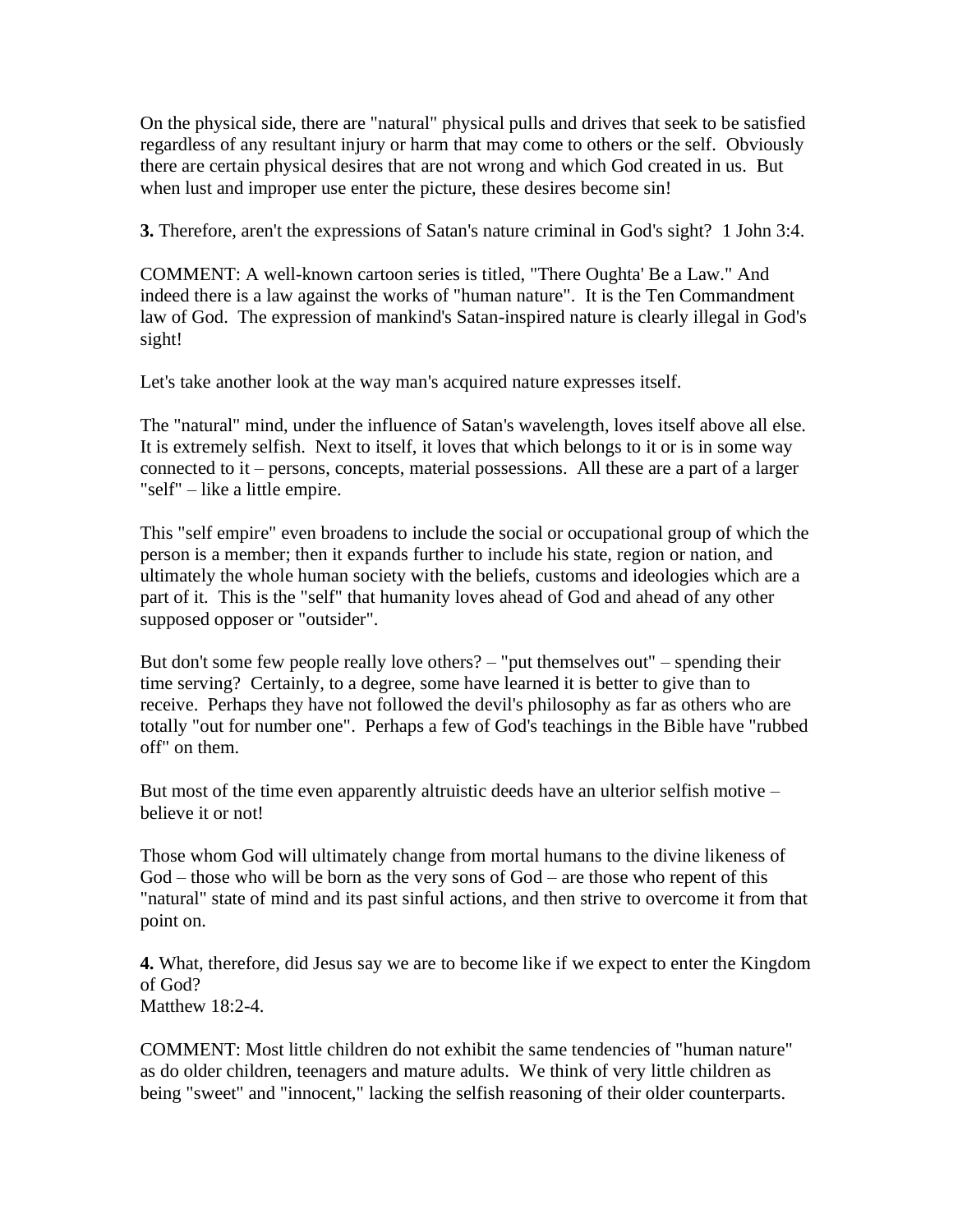On the physical side, there are "natural" physical pulls and drives that seek to be satisfied regardless of any resultant injury or harm that may come to others or the self. Obviously there are certain physical desires that are not wrong and which God created in us. But when lust and improper use enter the picture, these desires become sin!

**3.** Therefore, aren't the expressions of Satan's nature criminal in God's sight? 1 John 3:4.

COMMENT: A well-known cartoon series is titled, "There Oughta' Be a Law." And indeed there is a law against the works of "human nature". It is the Ten Commandment law of God. The expression of mankind's Satan-inspired nature is clearly illegal in God's sight!

Let's take another look at the way man's acquired nature expresses itself.

The "natural" mind, under the influence of Satan's wavelength, loves itself above all else. It is extremely selfish. Next to itself, it loves that which belongs to it or is in some way connected to it – persons, concepts, material possessions. All these are a part of a larger "self" – like a little empire.

This "self empire" even broadens to include the social or occupational group of which the person is a member; then it expands further to include his state, region or nation, and ultimately the whole human society with the beliefs, customs and ideologies which are a part of it. This is the "self" that humanity loves ahead of God and ahead of any other supposed opposer or "outsider".

But don't some few people really love others? – "put themselves out" – spending their time serving? Certainly, to a degree, some have learned it is better to give than to receive. Perhaps they have not followed the devil's philosophy as far as others who are totally "out for number one". Perhaps a few of God's teachings in the Bible have "rubbed off" on them.

But most of the time even apparently altruistic deeds have an ulterior selfish motive – believe it or not!

Those whom God will ultimately change from mortal humans to the divine likeness of God – those who will be born as the very sons of God – are those who repent of this "natural" state of mind and its past sinful actions, and then strive to overcome it from that point on.

**4.** What, therefore, did Jesus say we are to become like if we expect to enter the Kingdom of God?
Matthew 18:2-4.

COMMENT: Most little children do not exhibit the same tendencies of "human nature" as do older children, teenagers and mature adults. We think of very little children as being "sweet" and "innocent," lacking the selfish reasoning of their older counterparts.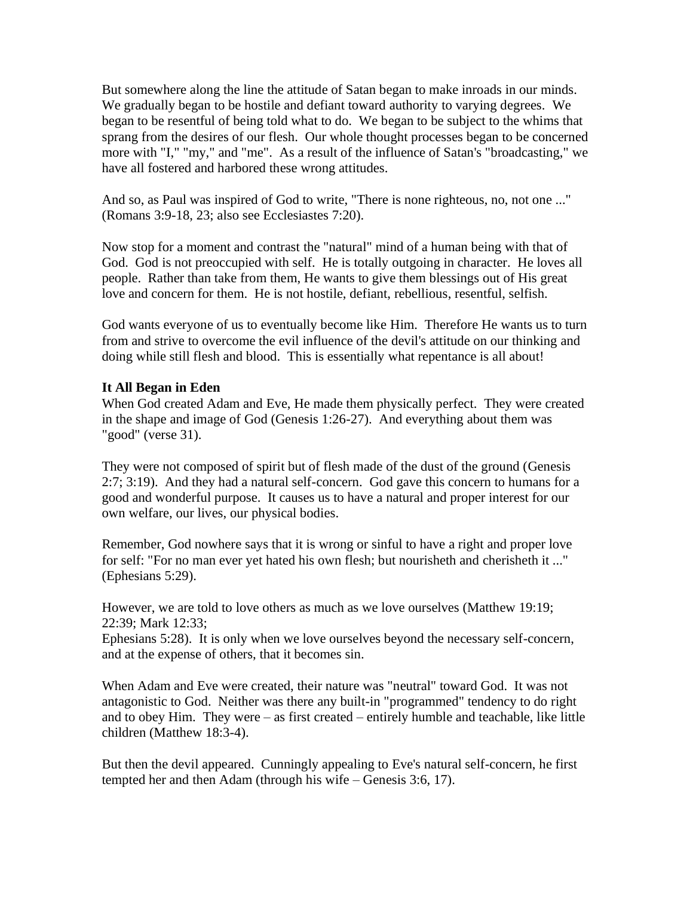But somewhere along the line the attitude of Satan began to make inroads in our minds. We gradually began to be hostile and defiant toward authority to varying degrees. We began to be resentful of being told what to do. We began to be subject to the whims that sprang from the desires of our flesh. Our whole thought processes began to be concerned more with "I," "my," and "me". As a result of the influence of Satan's "broadcasting," we have all fostered and harbored these wrong attitudes.

And so, as Paul was inspired of God to write, "There is none righteous, no, not one ..." (Romans 3:9-18, 23; also see Ecclesiastes 7:20).

Now stop for a moment and contrast the "natural" mind of a human being with that of God. God is not preoccupied with self. He is totally outgoing in character. He loves all people. Rather than take from them, He wants to give them blessings out of His great love and concern for them. He is not hostile, defiant, rebellious, resentful, selfish.

God wants everyone of us to eventually become like Him. Therefore He wants us to turn from and strive to overcome the evil influence of the devil's attitude on our thinking and doing while still flesh and blood. This is essentially what repentance is all about!

**It All Began in Eden**

When God created Adam and Eve, He made them physically perfect. They were created in the shape and image of God (Genesis 1:26-27). And everything about them was "good" (verse 31).

They were not composed of spirit but of flesh made of the dust of the ground (Genesis 2:7; 3:19). And they had a natural self-concern. God gave this concern to humans for a good and wonderful purpose. It causes us to have a natural and proper interest for our own welfare, our lives, our physical bodies.

Remember, God nowhere says that it is wrong or sinful to have a right and proper love for self: "For no man ever yet hated his own flesh; but nourisheth and cherisheth it ..." (Ephesians 5:29).

However, we are told to love others as much as we love ourselves (Matthew 19:19; 22:39; Mark 12:33;
Ephesians 5:28). It is only when we love ourselves beyond the necessary self-concern, and at the expense of others, that it becomes sin.

When Adam and Eve were created, their nature was "neutral" toward God. It was not antagonistic to God. Neither was there any built-in "programmed" tendency to do right and to obey Him. They were – as first created – entirely humble and teachable, like little children (Matthew 18:3-4).

But then the devil appeared. Cunningly appealing to Eve's natural self-concern, he first tempted her and then Adam (through his wife – Genesis 3:6, 17).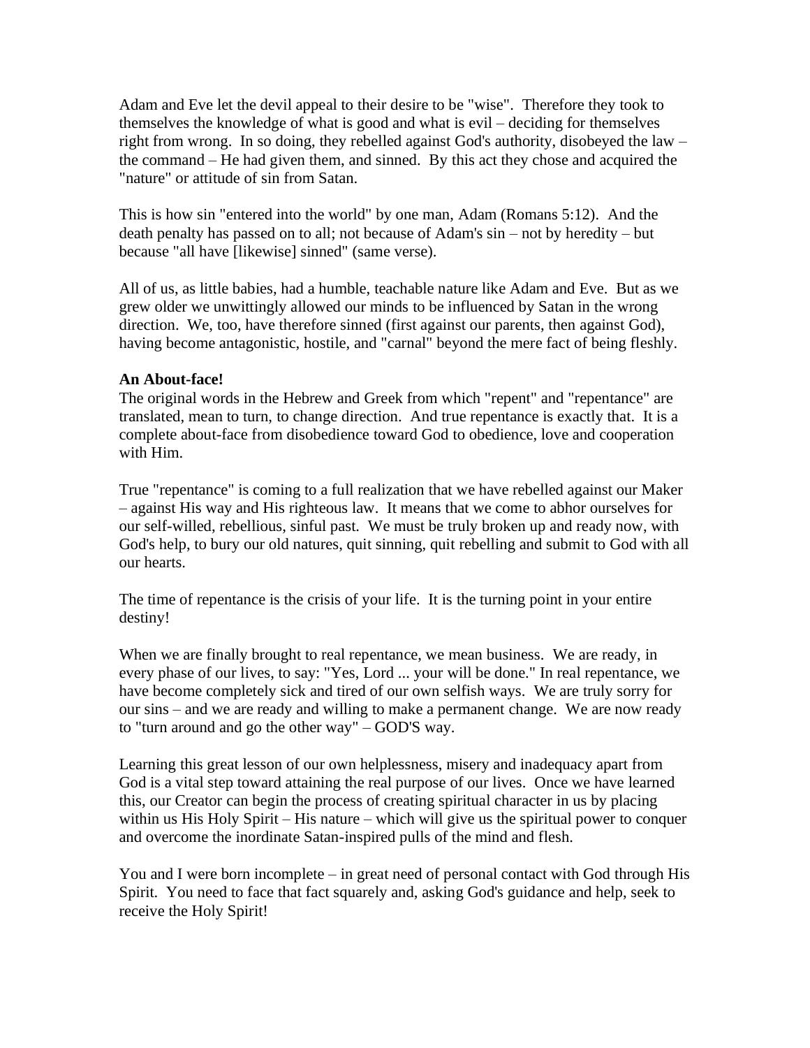Adam and Eve let the devil appeal to their desire to be "wise". Therefore they took to themselves the knowledge of what is good and what is evil – deciding for themselves right from wrong. In so doing, they rebelled against God's authority, disobeyed the law – the command – He had given them, and sinned. By this act they chose and acquired the "nature" or attitude of sin from Satan.

This is how sin "entered into the world" by one man, Adam (Romans 5:12). And the death penalty has passed on to all; not because of Adam's sin – not by heredity – but because "all have [likewise] sinned" (same verse).

All of us, as little babies, had a humble, teachable nature like Adam and Eve. But as we grew older we unwittingly allowed our minds to be influenced by Satan in the wrong direction. We, too, have therefore sinned (first against our parents, then against God), having become antagonistic, hostile, and "carnal" beyond the mere fact of being fleshly.

**An About-face!**

The original words in the Hebrew and Greek from which "repent" and "repentance" are translated, mean to turn, to change direction. And true repentance is exactly that. It is a complete about-face from disobedience toward God to obedience, love and cooperation with Him.

True "repentance" is coming to a full realization that we have rebelled against our Maker – against His way and His righteous law. It means that we come to abhor ourselves for our self-willed, rebellious, sinful past. We must be truly broken up and ready now, with God's help, to bury our old natures, quit sinning, quit rebelling and submit to God with all our hearts.

The time of repentance is the crisis of your life. It is the turning point in your entire destiny!

When we are finally brought to real repentance, we mean business. We are ready, in every phase of our lives, to say: "Yes, Lord ... your will be done." In real repentance, we have become completely sick and tired of our own selfish ways. We are truly sorry for our sins – and we are ready and willing to make a permanent change. We are now ready to "turn around and go the other way" – GOD'S way.

Learning this great lesson of our own helplessness, misery and inadequacy apart from God is a vital step toward attaining the real purpose of our lives. Once we have learned this, our Creator can begin the process of creating spiritual character in us by placing within us His Holy Spirit – His nature – which will give us the spiritual power to conquer and overcome the inordinate Satan-inspired pulls of the mind and flesh.

You and I were born incomplete – in great need of personal contact with God through His Spirit. You need to face that fact squarely and, asking God's guidance and help, seek to receive the Holy Spirit!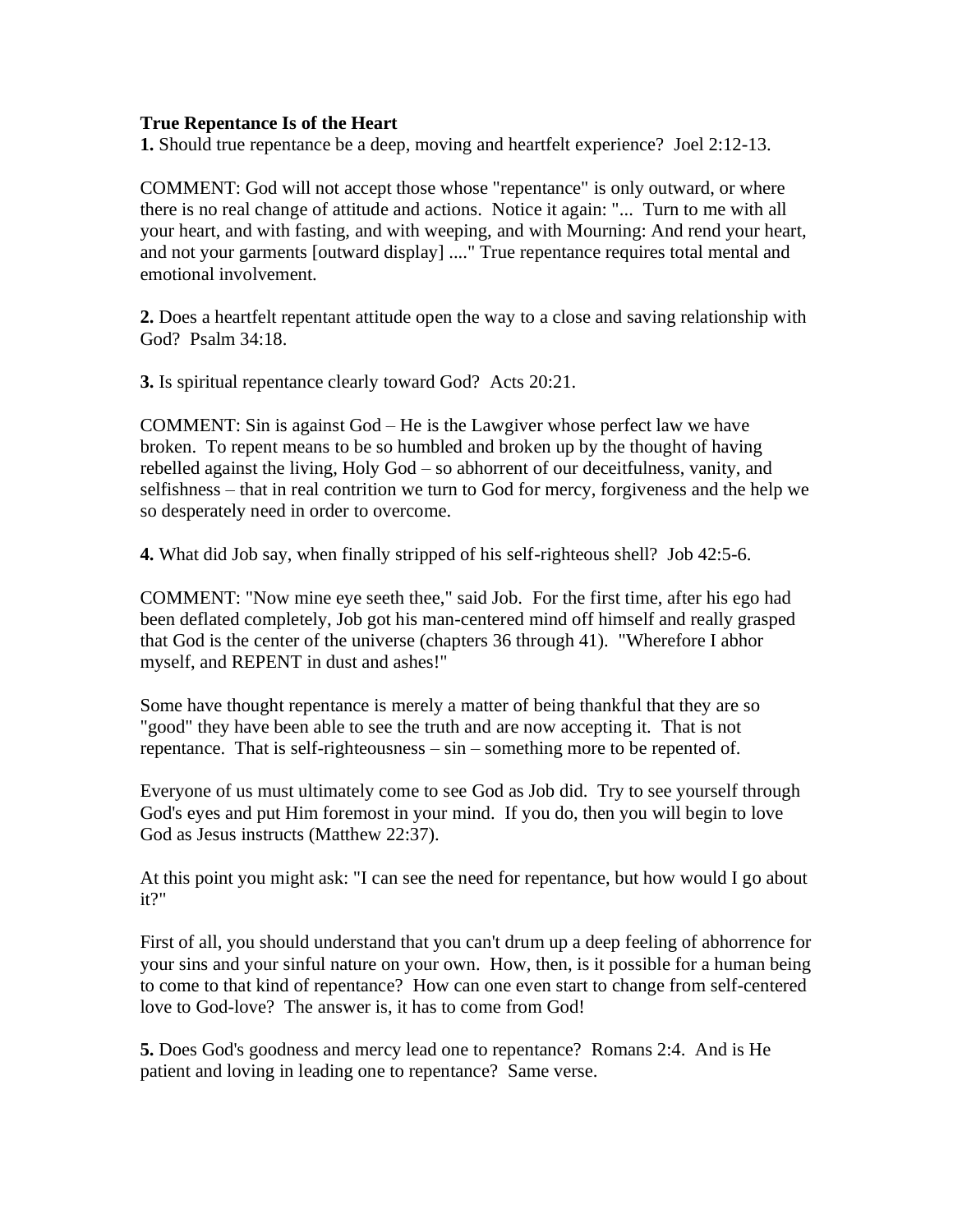**True Repentance Is of the Heart**

**1.** Should true repentance be a deep, moving and heartfelt experience? Joel 2:12-13.

COMMENT: God will not accept those whose "repentance" is only outward, or where there is no real change of attitude and actions. Notice it again: "... Turn to me with all your heart, and with fasting, and with weeping, and with Mourning: And rend your heart, and not your garments [outward display] ...." True repentance requires total mental and emotional involvement.

**2.** Does a heartfelt repentant attitude open the way to a close and saving relationship with God? Psalm 34:18.

**3.** Is spiritual repentance clearly toward God? Acts 20:21.

COMMENT: Sin is against God – He is the Lawgiver whose perfect law we have broken. To repent means to be so humbled and broken up by the thought of having rebelled against the living, Holy God – so abhorrent of our deceitfulness, vanity, and selfishness – that in real contrition we turn to God for mercy, forgiveness and the help we so desperately need in order to overcome.

**4.** What did Job say, when finally stripped of his self-righteous shell? Job 42:5-6.

COMMENT: "Now mine eye seeth thee," said Job. For the first time, after his ego had been deflated completely, Job got his man-centered mind off himself and really grasped that God is the center of the universe (chapters 36 through 41). "Wherefore I abhor myself, and REPENT in dust and ashes!"

Some have thought repentance is merely a matter of being thankful that they are so "good" they have been able to see the truth and are now accepting it. That is not repentance. That is self-righteousness – sin – something more to be repented of.

Everyone of us must ultimately come to see God as Job did. Try to see yourself through God's eyes and put Him foremost in your mind. If you do, then you will begin to love God as Jesus instructs (Matthew 22:37).

At this point you might ask: "I can see the need for repentance, but how would I go about it?"

First of all, you should understand that you can't drum up a deep feeling of abhorrence for your sins and your sinful nature on your own. How, then, is it possible for a human being to come to that kind of repentance? How can one even start to change from self-centered love to God-love? The answer is, it has to come from God!

**5.** Does God's goodness and mercy lead one to repentance? Romans 2:4. And is He patient and loving in leading one to repentance? Same verse.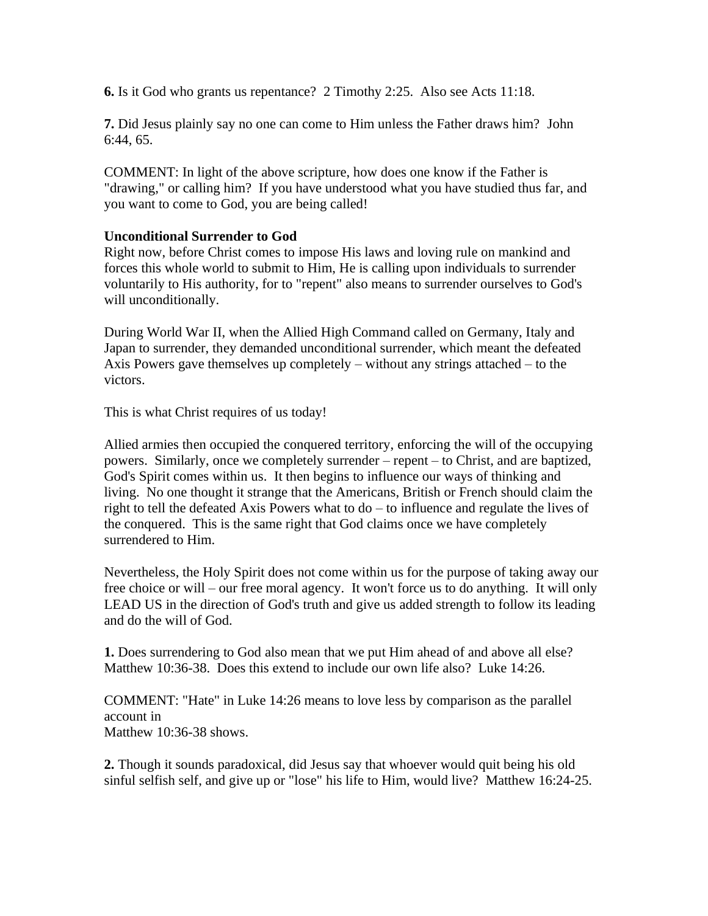**6.** Is it God who grants us repentance? 2 Timothy 2:25. Also see Acts 11:18.

**7.** Did Jesus plainly say no one can come to Him unless the Father draws him? John 6:44, 65.

COMMENT: In light of the above scripture, how does one know if the Father is "drawing," or calling him? If you have understood what you have studied thus far, and you want to come to God, you are being called!

**Unconditional Surrender to God**

Right now, before Christ comes to impose His laws and loving rule on mankind and forces this whole world to submit to Him, He is calling upon individuals to surrender voluntarily to His authority, for to "repent" also means to surrender ourselves to God's will unconditionally.

During World War II, when the Allied High Command called on Germany, Italy and Japan to surrender, they demanded unconditional surrender, which meant the defeated Axis Powers gave themselves up completely – without any strings attached – to the victors.

This is what Christ requires of us today!

Allied armies then occupied the conquered territory, enforcing the will of the occupying powers. Similarly, once we completely surrender – repent – to Christ, and are baptized, God's Spirit comes within us. It then begins to influence our ways of thinking and living. No one thought it strange that the Americans, British or French should claim the right to tell the defeated Axis Powers what to do – to influence and regulate the lives of the conquered. This is the same right that God claims once we have completely surrendered to Him.

Nevertheless, the Holy Spirit does not come within us for the purpose of taking away our free choice or will – our free moral agency. It won't force us to do anything. It will only LEAD US in the direction of God's truth and give us added strength to follow its leading and do the will of God.

**1.** Does surrendering to God also mean that we put Him ahead of and above all else? Matthew 10:36-38. Does this extend to include our own life also? Luke 14:26.

COMMENT: "Hate" in Luke 14:26 means to love less by comparison as the parallel account in Matthew 10:36-38 shows.

**2.** Though it sounds paradoxical, did Jesus say that whoever would quit being his old sinful selfish self, and give up or "lose" his life to Him, would live? Matthew 16:24-25.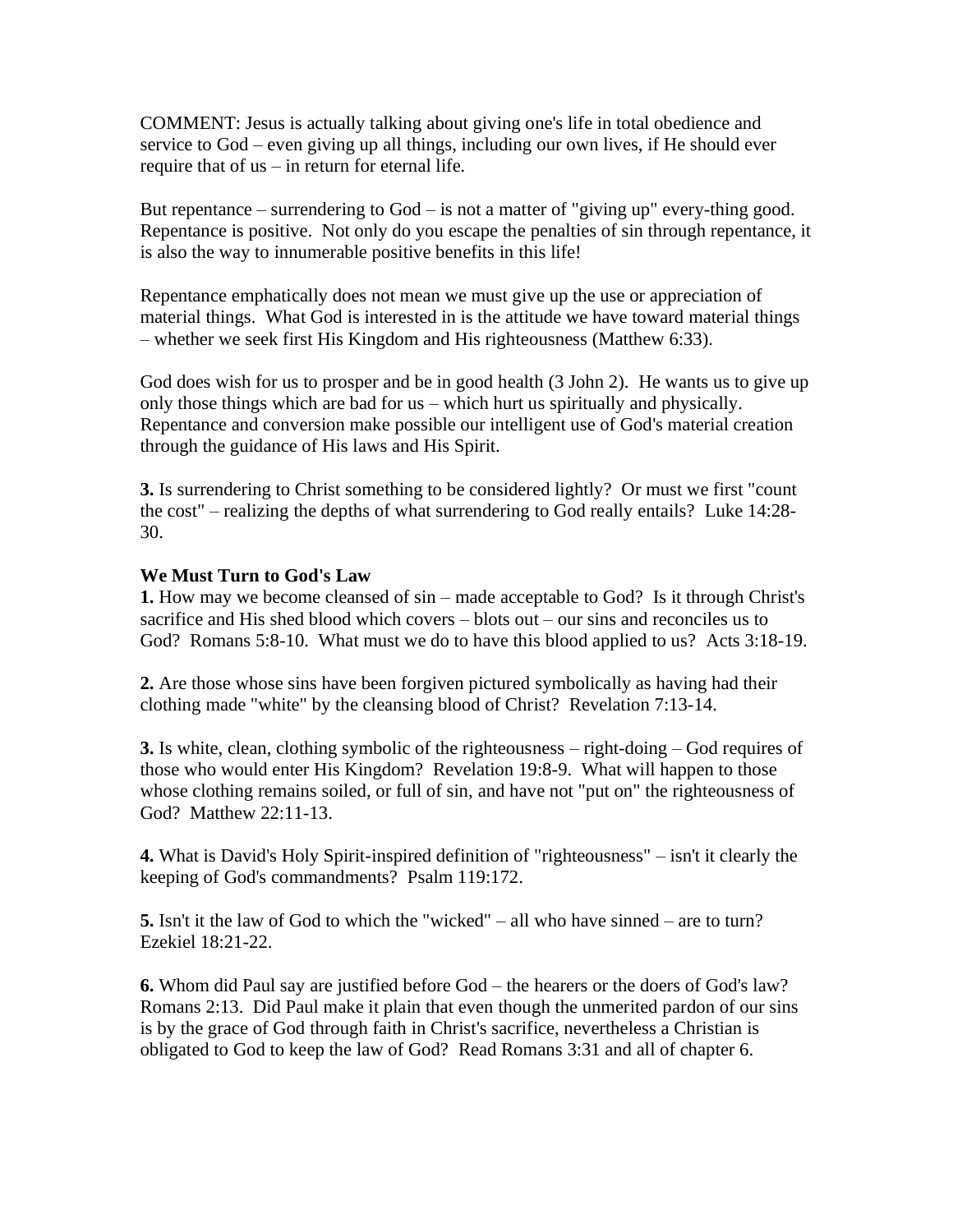COMMENT: Jesus is actually talking about giving one's life in total obedience and service to God – even giving up all things, including our own lives, if He should ever require that of us – in return for eternal life.

But repentance – surrendering to God – is not a matter of "giving up" every-thing good. Repentance is positive. Not only do you escape the penalties of sin through repentance, it is also the way to innumerable positive benefits in this life!

Repentance emphatically does not mean we must give up the use or appreciation of material things. What God is interested in is the attitude we have toward material things – whether we seek first His Kingdom and His righteousness (Matthew 6:33).

God does wish for us to prosper and be in good health (3 John 2). He wants us to give up only those things which are bad for us – which hurt us spiritually and physically. Repentance and conversion make possible our intelligent use of God's material creation through the guidance of His laws and His Spirit.

**3.** Is surrendering to Christ something to be considered lightly? Or must we first "count the cost" – realizing the depths of what surrendering to God really entails? Luke 14:28-30.

**We Must Turn to God's Law**

**1.** How may we become cleansed of sin – made acceptable to God? Is it through Christ's sacrifice and His shed blood which covers – blots out – our sins and reconciles us to God? Romans 5:8-10. What must we do to have this blood applied to us? Acts 3:18-19.

**2.** Are those whose sins have been forgiven pictured symbolically as having had their clothing made "white" by the cleansing blood of Christ? Revelation 7:13-14.

**3.** Is white, clean, clothing symbolic of the righteousness – right-doing – God requires of those who would enter His Kingdom? Revelation 19:8-9. What will happen to those whose clothing remains soiled, or full of sin, and have not "put on" the righteousness of God? Matthew 22:11-13.

**4.** What is David's Holy Spirit-inspired definition of "righteousness" – isn't it clearly the keeping of God's commandments? Psalm 119:172.

**5.** Isn't it the law of God to which the "wicked" – all who have sinned – are to turn? Ezekiel 18:21-22.

**6.** Whom did Paul say are justified before God – the hearers or the doers of God's law? Romans 2:13. Did Paul make it plain that even though the unmerited pardon of our sins is by the grace of God through faith in Christ's sacrifice, nevertheless a Christian is obligated to God to keep the law of God? Read Romans 3:31 and all of chapter 6.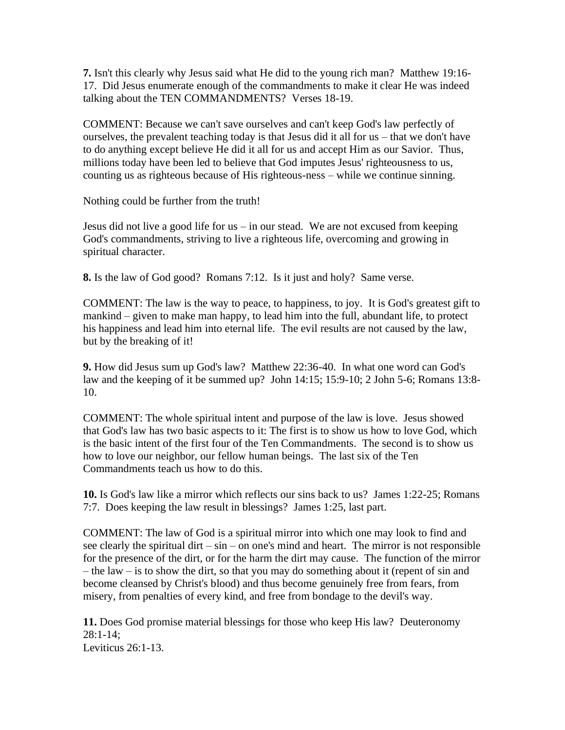**7.** Isn't this clearly why Jesus said what He did to the young rich man? Matthew 19:16-17. Did Jesus enumerate enough of the commandments to make it clear He was indeed talking about the TEN COMMANDMENTS? Verses 18-19.

COMMENT: Because we can't save ourselves and can't keep God's law perfectly of ourselves, the prevalent teaching today is that Jesus did it all for us – that we don't have to do anything except believe He did it all for us and accept Him as our Savior. Thus, millions today have been led to believe that God imputes Jesus' righteousness to us, counting us as righteous because of His righteous-ness – while we continue sinning.

Nothing could be further from the truth!

Jesus did not live a good life for us – in our stead. We are not excused from keeping God's commandments, striving to live a righteous life, overcoming and growing in spiritual character.

**8.** Is the law of God good? Romans 7:12. Is it just and holy? Same verse.

COMMENT: The law is the way to peace, to happiness, to joy. It is God's greatest gift to mankind – given to make man happy, to lead him into the full, abundant life, to protect his happiness and lead him into eternal life. The evil results are not caused by the law, but by the breaking of it!

**9.** How did Jesus sum up God's law? Matthew 22:36-40. In what one word can God's law and the keeping of it be summed up? John 14:15; 15:9-10; 2 John 5-6; Romans 13:8-10.

COMMENT: The whole spiritual intent and purpose of the law is love. Jesus showed that God's law has two basic aspects to it: The first is to show us how to love God, which is the basic intent of the first four of the Ten Commandments. The second is to show us how to love our neighbor, our fellow human beings. The last six of the Ten Commandments teach us how to do this.

**10.** Is God's law like a mirror which reflects our sins back to us? James 1:22-25; Romans 7:7. Does keeping the law result in blessings? James 1:25, last part.

COMMENT: The law of God is a spiritual mirror into which one may look to find and see clearly the spiritual dirt – sin – on one's mind and heart. The mirror is not responsible for the presence of the dirt, or for the harm the dirt may cause. The function of the mirror – the law – is to show the dirt, so that you may do something about it (repent of sin and become cleansed by Christ's blood) and thus become genuinely free from fears, from misery, from penalties of every kind, and free from bondage to the devil's way.

**11.** Does God promise material blessings for those who keep His law? Deuteronomy 28:1-14;
Leviticus 26:1-13.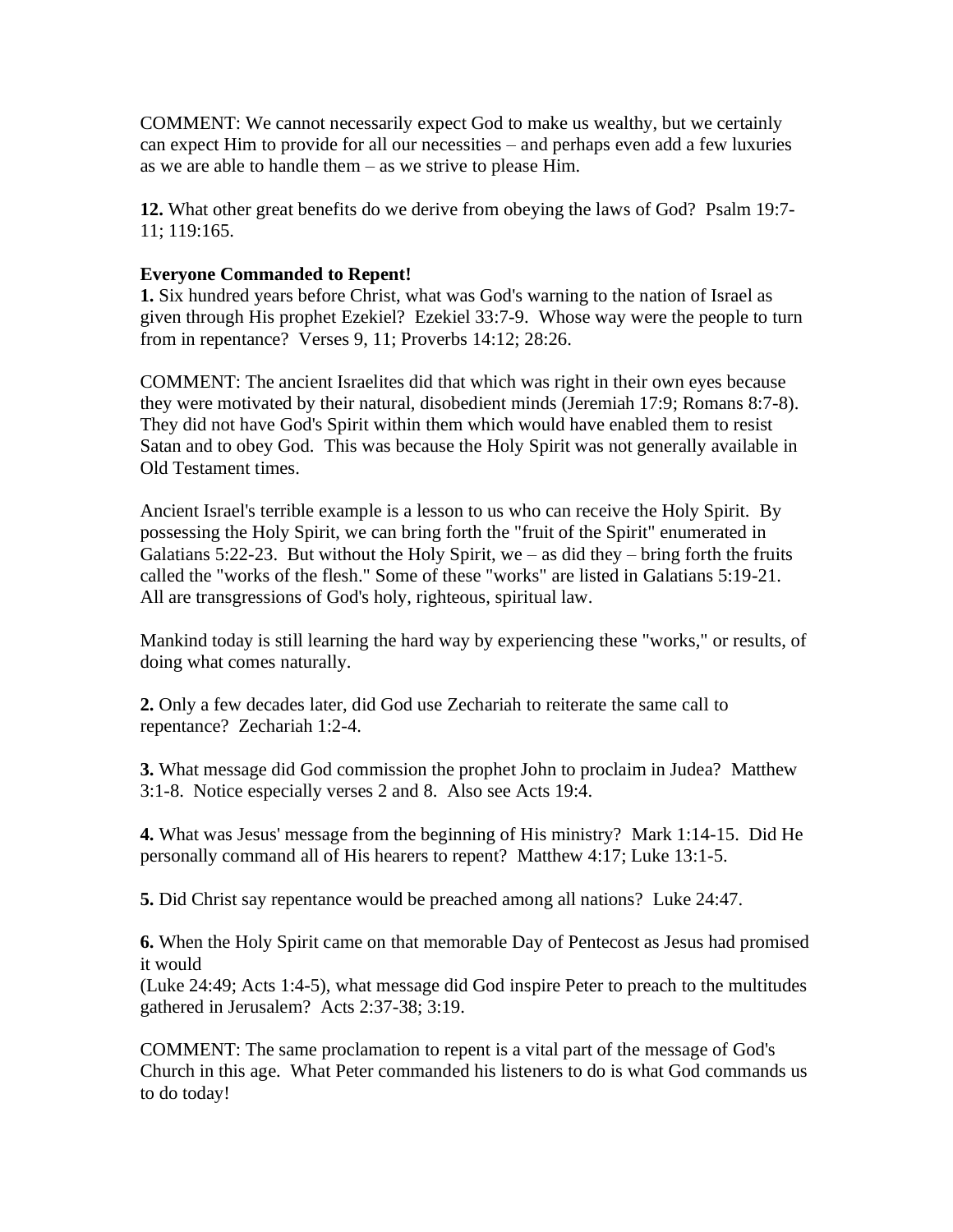COMMENT: We cannot necessarily expect God to make us wealthy, but we certainly can expect Him to provide for all our necessities – and perhaps even add a few luxuries as we are able to handle them – as we strive to please Him.

**12.** What other great benefits do we derive from obeying the laws of God? Psalm 19:7-11; 119:165.

**Everyone Commanded to Repent!**

**1.** Six hundred years before Christ, what was God's warning to the nation of Israel as given through His prophet Ezekiel? Ezekiel 33:7-9. Whose way were the people to turn from in repentance? Verses 9, 11; Proverbs 14:12; 28:26.

COMMENT: The ancient Israelites did that which was right in their own eyes because they were motivated by their natural, disobedient minds (Jeremiah 17:9; Romans 8:7-8). They did not have God's Spirit within them which would have enabled them to resist Satan and to obey God. This was because the Holy Spirit was not generally available in Old Testament times.

Ancient Israel's terrible example is a lesson to us who can receive the Holy Spirit. By possessing the Holy Spirit, we can bring forth the "fruit of the Spirit" enumerated in Galatians 5:22-23. But without the Holy Spirit, we – as did they – bring forth the fruits called the "works of the flesh." Some of these "works" are listed in Galatians 5:19-21. All are transgressions of God's holy, righteous, spiritual law.

Mankind today is still learning the hard way by experiencing these "works," or results, of doing what comes naturally.

**2.** Only a few decades later, did God use Zechariah to reiterate the same call to repentance? Zechariah 1:2-4.

**3.** What message did God commission the prophet John to proclaim in Judea? Matthew 3:1-8. Notice especially verses 2 and 8. Also see Acts 19:4.

**4.** What was Jesus' message from the beginning of His ministry? Mark 1:14-15. Did He personally command all of His hearers to repent? Matthew 4:17; Luke 13:1-5.

**5.** Did Christ say repentance would be preached among all nations? Luke 24:47.

**6.** When the Holy Spirit came on that memorable Day of Pentecost as Jesus had promised it would (Luke 24:49; Acts 1:4-5), what message did God inspire Peter to preach to the multitudes gathered in Jerusalem? Acts 2:37-38; 3:19.

COMMENT: The same proclamation to repent is a vital part of the message of God's Church in this age. What Peter commanded his listeners to do is what God commands us to do today!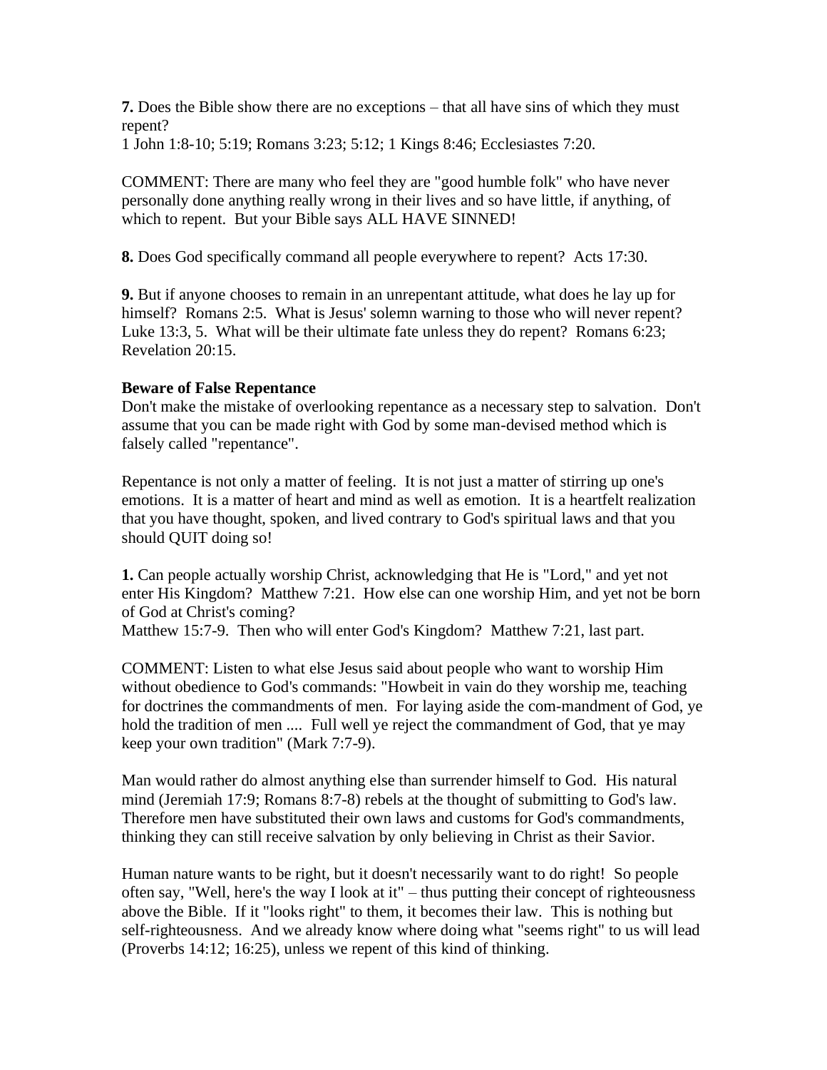**7.** Does the Bible show there are no exceptions – that all have sins of which they must repent?
1 John 1:8-10; 5:19; Romans 3:23; 5:12; 1 Kings 8:46; Ecclesiastes 7:20.

COMMENT: There are many who feel they are "good humble folk" who have never personally done anything really wrong in their lives and so have little, if anything, of which to repent. But your Bible says ALL HAVE SINNED!

**8.** Does God specifically command all people everywhere to repent? Acts 17:30.

**9.** But if anyone chooses to remain in an unrepentant attitude, what does he lay up for himself? Romans 2:5. What is Jesus' solemn warning to those who will never repent? Luke 13:3, 5. What will be their ultimate fate unless they do repent? Romans 6:23; Revelation 20:15.

**Beware of False Repentance**

Don't make the mistake of overlooking repentance as a necessary step to salvation. Don't assume that you can be made right with God by some man-devised method which is falsely called "repentance".

Repentance is not only a matter of feeling. It is not just a matter of stirring up one's emotions. It is a matter of heart and mind as well as emotion. It is a heartfelt realization that you have thought, spoken, and lived contrary to God's spiritual laws and that you should QUIT doing so!

**1.** Can people actually worship Christ, acknowledging that He is "Lord," and yet not enter His Kingdom? Matthew 7:21. How else can one worship Him, and yet not be born of God at Christ's coming?
Matthew 15:7-9. Then who will enter God's Kingdom? Matthew 7:21, last part.

COMMENT: Listen to what else Jesus said about people who want to worship Him without obedience to God's commands: "Howbeit in vain do they worship me, teaching for doctrines the commandments of men. For laying aside the com-mandment of God, ye hold the tradition of men .... Full well ye reject the commandment of God, that ye may keep your own tradition" (Mark 7:7-9).

Man would rather do almost anything else than surrender himself to God. His natural mind (Jeremiah 17:9; Romans 8:7-8) rebels at the thought of submitting to God's law. Therefore men have substituted their own laws and customs for God's commandments, thinking they can still receive salvation by only believing in Christ as their Savior.

Human nature wants to be right, but it doesn't necessarily want to do right! So people often say, "Well, here's the way I look at it" – thus putting their concept of righteousness above the Bible. If it "looks right" to them, it becomes their law. This is nothing but self-righteousness. And we already know where doing what "seems right" to us will lead (Proverbs 14:12; 16:25), unless we repent of this kind of thinking.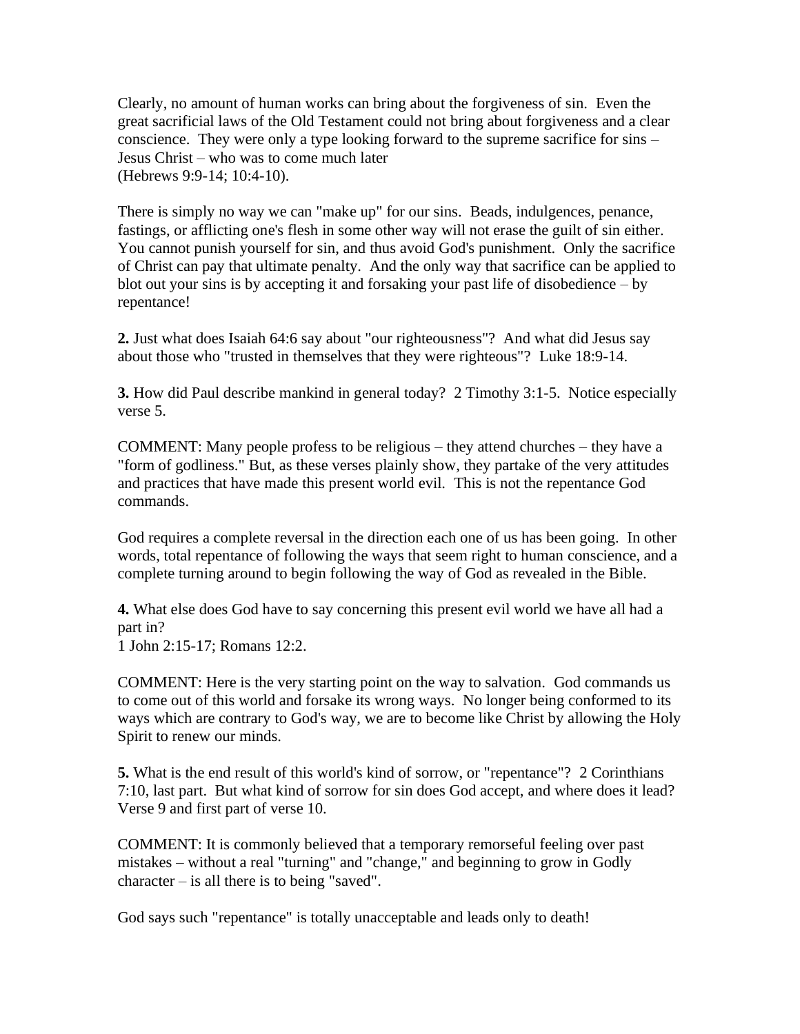Clearly, no amount of human works can bring about the forgiveness of sin. Even the great sacrificial laws of the Old Testament could not bring about forgiveness and a clear conscience. They were only a type looking forward to the supreme sacrifice for sins – Jesus Christ – who was to come much later
(Hebrews 9:9-14; 10:4-10).

There is simply no way we can "make up" for our sins. Beads, indulgences, penance, fastings, or afflicting one's flesh in some other way will not erase the guilt of sin either. You cannot punish yourself for sin, and thus avoid God's punishment. Only the sacrifice of Christ can pay that ultimate penalty. And the only way that sacrifice can be applied to blot out your sins is by accepting it and forsaking your past life of disobedience – by repentance!

**2.** Just what does Isaiah 64:6 say about "our righteousness"? And what did Jesus say about those who "trusted in themselves that they were righteous"? Luke 18:9-14.

**3.** How did Paul describe mankind in general today? 2 Timothy 3:1-5. Notice especially verse 5.

COMMENT: Many people profess to be religious – they attend churches – they have a "form of godliness." But, as these verses plainly show, they partake of the very attitudes and practices that have made this present world evil. This is not the repentance God commands.

God requires a complete reversal in the direction each one of us has been going. In other words, total repentance of following the ways that seem right to human conscience, and a complete turning around to begin following the way of God as revealed in the Bible.

**4.** What else does God have to say concerning this present evil world we have all had a part in?
1 John 2:15-17; Romans 12:2.

COMMENT: Here is the very starting point on the way to salvation. God commands us to come out of this world and forsake its wrong ways. No longer being conformed to its ways which are contrary to God's way, we are to become like Christ by allowing the Holy Spirit to renew our minds.

**5.** What is the end result of this world's kind of sorrow, or "repentance"? 2 Corinthians 7:10, last part. But what kind of sorrow for sin does God accept, and where does it lead? Verse 9 and first part of verse 10.

COMMENT: It is commonly believed that a temporary remorseful feeling over past mistakes – without a real "turning" and "change," and beginning to grow in Godly character – is all there is to being "saved".

God says such "repentance" is totally unacceptable and leads only to death!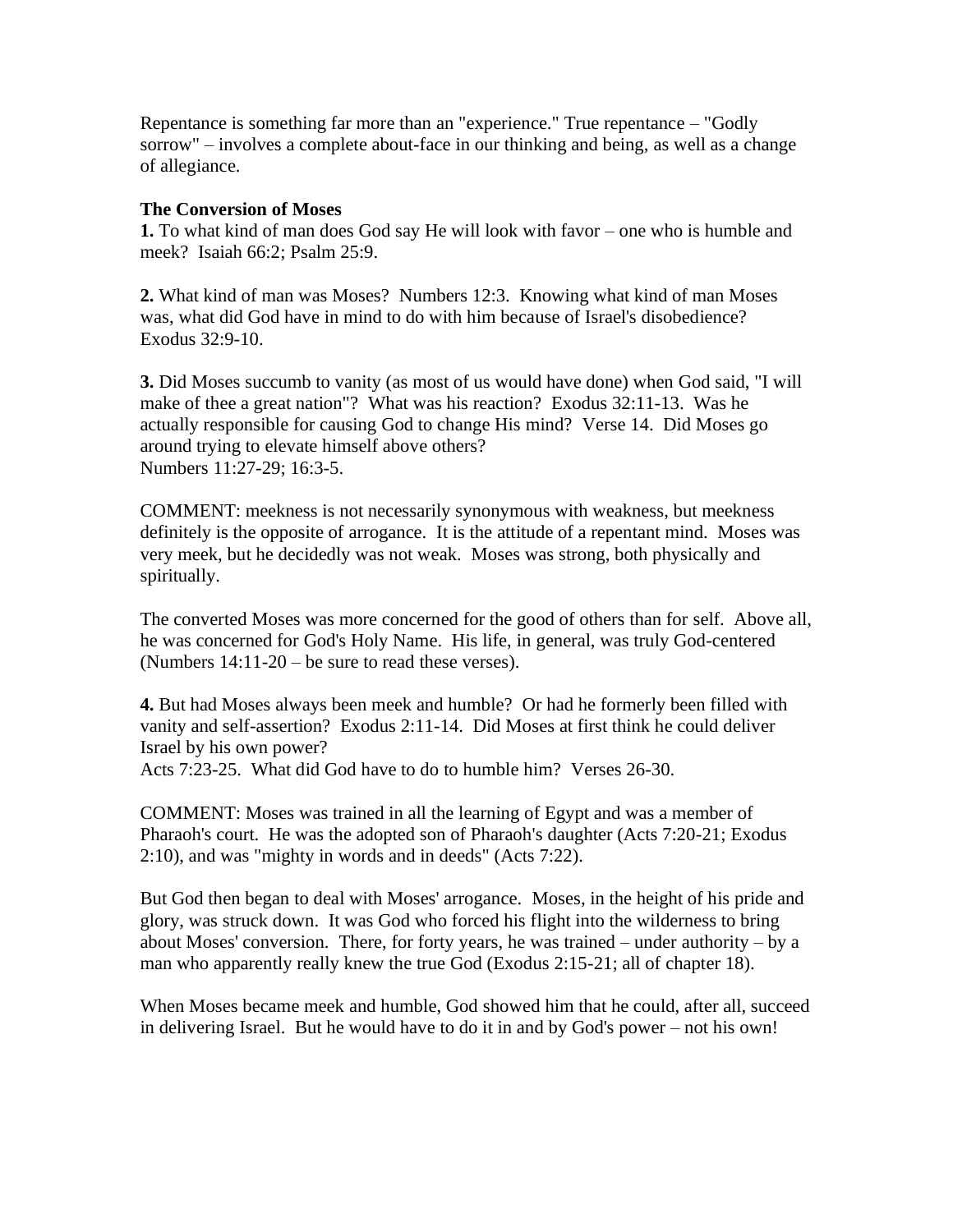Repentance is something far more than an "experience." True repentance – "Godly sorrow" – involves a complete about-face in our thinking and being, as well as a change of allegiance.

**The Conversion of Moses**

**1.** To what kind of man does God say He will look with favor – one who is humble and meek? Isaiah 66:2; Psalm 25:9.

**2.** What kind of man was Moses? Numbers 12:3. Knowing what kind of man Moses was, what did God have in mind to do with him because of Israel's disobedience? Exodus 32:9-10.

**3.** Did Moses succumb to vanity (as most of us would have done) when God said, "I will make of thee a great nation"? What was his reaction? Exodus 32:11-13. Was he actually responsible for causing God to change His mind? Verse 14. Did Moses go around trying to elevate himself above others?
Numbers 11:27-29; 16:3-5.

COMMENT: meekness is not necessarily synonymous with weakness, but meekness definitely is the opposite of arrogance. It is the attitude of a repentant mind. Moses was very meek, but he decidedly was not weak. Moses was strong, both physically and spiritually.

The converted Moses was more concerned for the good of others than for self. Above all, he was concerned for God's Holy Name. His life, in general, was truly God-centered (Numbers 14:11-20 – be sure to read these verses).

**4.** But had Moses always been meek and humble? Or had he formerly been filled with vanity and self-assertion? Exodus 2:11-14. Did Moses at first think he could deliver Israel by his own power?
Acts 7:23-25. What did God have to do to humble him? Verses 26-30.

COMMENT: Moses was trained in all the learning of Egypt and was a member of Pharaoh's court. He was the adopted son of Pharaoh's daughter (Acts 7:20-21; Exodus 2:10), and was "mighty in words and in deeds" (Acts 7:22).

But God then began to deal with Moses' arrogance. Moses, in the height of his pride and glory, was struck down. It was God who forced his flight into the wilderness to bring about Moses' conversion. There, for forty years, he was trained – under authority – by a man who apparently really knew the true God (Exodus 2:15-21; all of chapter 18).

When Moses became meek and humble, God showed him that he could, after all, succeed in delivering Israel. But he would have to do it in and by God's power – not his own!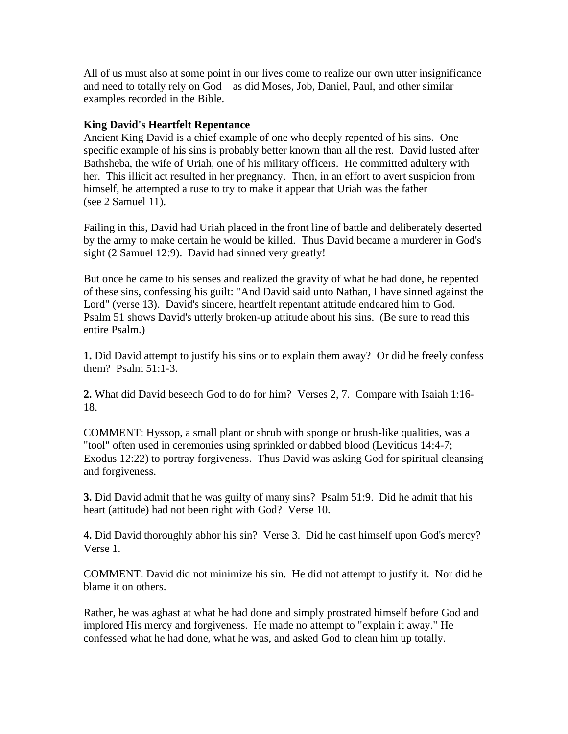All of us must also at some point in our lives come to realize our own utter insignificance and need to totally rely on God – as did Moses, Job, Daniel, Paul, and other similar examples recorded in the Bible.

**King David's Heartfelt Repentance**

Ancient King David is a chief example of one who deeply repented of his sins. One specific example of his sins is probably better known than all the rest. David lusted after Bathsheba, the wife of Uriah, one of his military officers. He committed adultery with her. This illicit act resulted in her pregnancy. Then, in an effort to avert suspicion from himself, he attempted a ruse to try to make it appear that Uriah was the father (see 2 Samuel 11).

Failing in this, David had Uriah placed in the front line of battle and deliberately deserted by the army to make certain he would be killed. Thus David became a murderer in God's sight (2 Samuel 12:9). David had sinned very greatly!

But once he came to his senses and realized the gravity of what he had done, he repented of these sins, confessing his guilt: "And David said unto Nathan, I have sinned against the Lord" (verse 13). David's sincere, heartfelt repentant attitude endeared him to God. Psalm 51 shows David's utterly broken-up attitude about his sins. (Be sure to read this entire Psalm.)

**1.** Did David attempt to justify his sins or to explain them away? Or did he freely confess them? Psalm 51:1-3.

**2.** What did David beseech God to do for him? Verses 2, 7. Compare with Isaiah 1:16-18.

COMMENT: Hyssop, a small plant or shrub with sponge or brush-like qualities, was a "tool" often used in ceremonies using sprinkled or dabbed blood (Leviticus 14:4-7; Exodus 12:22) to portray forgiveness. Thus David was asking God for spiritual cleansing and forgiveness.

**3.** Did David admit that he was guilty of many sins? Psalm 51:9. Did he admit that his heart (attitude) had not been right with God? Verse 10.

**4.** Did David thoroughly abhor his sin? Verse 3. Did he cast himself upon God's mercy? Verse 1.

COMMENT: David did not minimize his sin. He did not attempt to justify it. Nor did he blame it on others.

Rather, he was aghast at what he had done and simply prostrated himself before God and implored His mercy and forgiveness. He made no attempt to "explain it away." He confessed what he had done, what he was, and asked God to clean him up totally.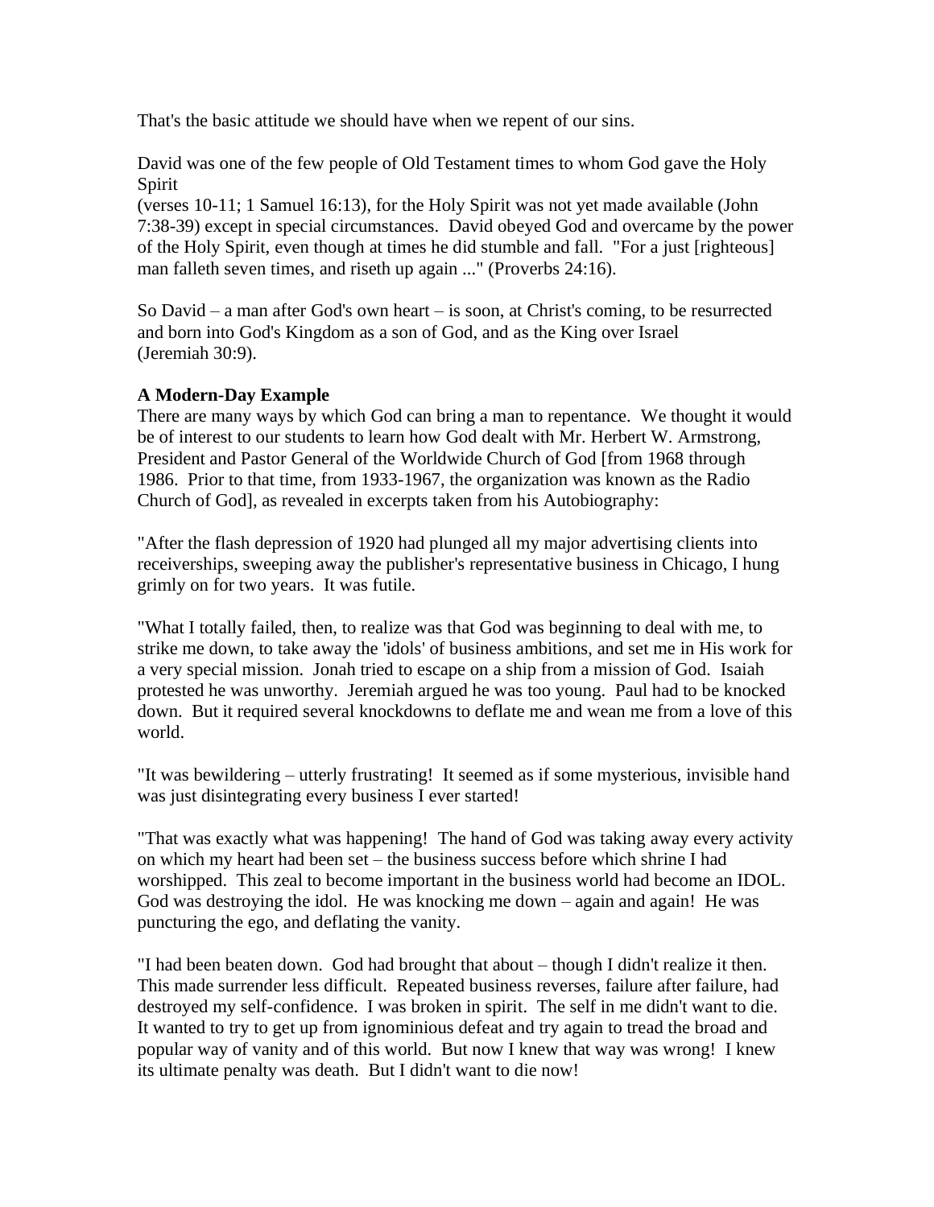That's the basic attitude we should have when we repent of our sins.

David was one of the few people of Old Testament times to whom God gave the Holy Spirit (verses 10-11; 1 Samuel 16:13), for the Holy Spirit was not yet made available (John 7:38-39) except in special circumstances. David obeyed God and overcame by the power of the Holy Spirit, even though at times he did stumble and fall. "For a just [righteous] man falleth seven times, and riseth up again ..." (Proverbs 24:16).

So David – a man after God's own heart – is soon, at Christ's coming, to be resurrected and born into God's Kingdom as a son of God, and as the King over Israel (Jeremiah 30:9).

**A Modern-Day Example**

There are many ways by which God can bring a man to repentance. We thought it would be of interest to our students to learn how God dealt with Mr. Herbert W. Armstrong, President and Pastor General of the Worldwide Church of God [from 1968 through 1986. Prior to that time, from 1933-1967, the organization was known as the Radio Church of God], as revealed in excerpts taken from his Autobiography:

"After the flash depression of 1920 had plunged all my major advertising clients into receiverships, sweeping away the publisher's representative business in Chicago, I hung grimly on for two years. It was futile.

"What I totally failed, then, to realize was that God was beginning to deal with me, to strike me down, to take away the 'idols' of business ambitions, and set me in His work for a very special mission. Jonah tried to escape on a ship from a mission of God. Isaiah protested he was unworthy. Jeremiah argued he was too young. Paul had to be knocked down. But it required several knockdowns to deflate me and wean me from a love of this world.

"It was bewildering – utterly frustrating! It seemed as if some mysterious, invisible hand was just disintegrating every business I ever started!

"That was exactly what was happening! The hand of God was taking away every activity on which my heart had been set – the business success before which shrine I had worshipped. This zeal to become important in the business world had become an IDOL. God was destroying the idol. He was knocking me down – again and again! He was puncturing the ego, and deflating the vanity.

"I had been beaten down. God had brought that about – though I didn't realize it then. This made surrender less difficult. Repeated business reverses, failure after failure, had destroyed my self-confidence. I was broken in spirit. The self in me didn't want to die. It wanted to try to get up from ignominious defeat and try again to tread the broad and popular way of vanity and of this world. But now I knew that way was wrong! I knew its ultimate penalty was death. But I didn't want to die now!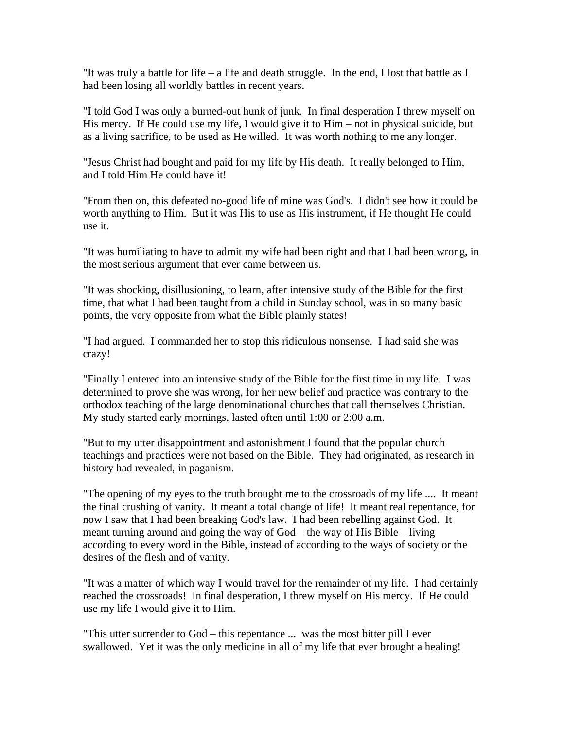"It was truly a battle for life – a life and death struggle. In the end, I lost that battle as I had been losing all worldly battles in recent years.

"I told God I was only a burned-out hunk of junk. In final desperation I threw myself on His mercy. If He could use my life, I would give it to Him – not in physical suicide, but as a living sacrifice, to be used as He willed. It was worth nothing to me any longer.

"Jesus Christ had bought and paid for my life by His death. It really belonged to Him, and I told Him He could have it!

"From then on, this defeated no-good life of mine was God's. I didn't see how it could be worth anything to Him. But it was His to use as His instrument, if He thought He could use it.

"It was humiliating to have to admit my wife had been right and that I had been wrong, in the most serious argument that ever came between us.

"It was shocking, disillusioning, to learn, after intensive study of the Bible for the first time, that what I had been taught from a child in Sunday school, was in so many basic points, the very opposite from what the Bible plainly states!

"I had argued. I commanded her to stop this ridiculous nonsense. I had said she was crazy!

"Finally I entered into an intensive study of the Bible for the first time in my life. I was determined to prove she was wrong, for her new belief and practice was contrary to the orthodox teaching of the large denominational churches that call themselves Christian. My study started early mornings, lasted often until 1:00 or 2:00 a.m.

"But to my utter disappointment and astonishment I found that the popular church teachings and practices were not based on the Bible. They had originated, as research in history had revealed, in paganism.

"The opening of my eyes to the truth brought me to the crossroads of my life .... It meant the final crushing of vanity. It meant a total change of life! It meant real repentance, for now I saw that I had been breaking God's law. I had been rebelling against God. It meant turning around and going the way of God – the way of His Bible – living according to every word in the Bible, instead of according to the ways of society or the desires of the flesh and of vanity.

"It was a matter of which way I would travel for the remainder of my life. I had certainly reached the crossroads! In final desperation, I threw myself on His mercy. If He could use my life I would give it to Him.

"This utter surrender to God – this repentance ... was the most bitter pill I ever swallowed. Yet it was the only medicine in all of my life that ever brought a healing!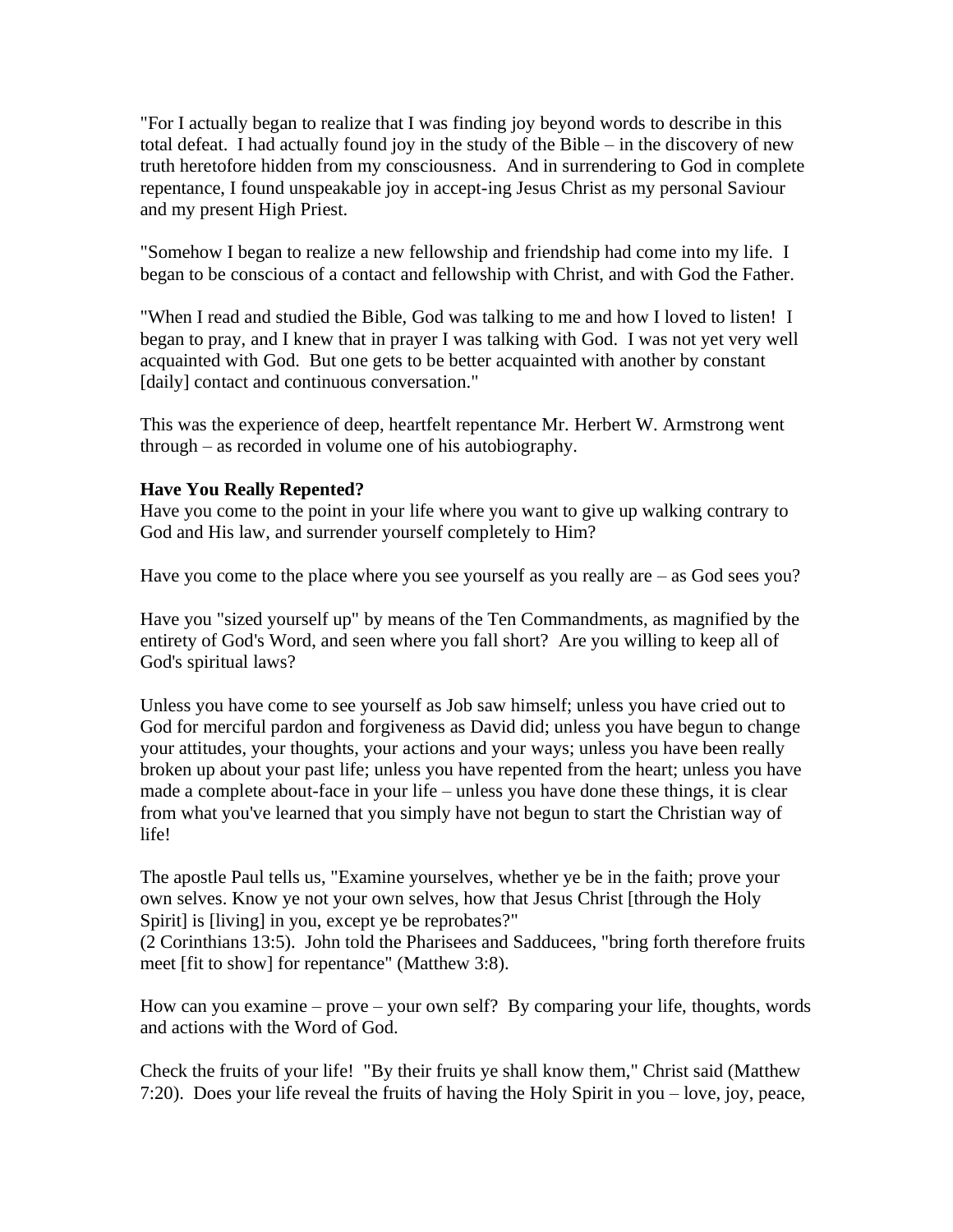"For I actually began to realize that I was finding joy beyond words to describe in this total defeat. I had actually found joy in the study of the Bible – in the discovery of new truth heretofore hidden from my consciousness. And in surrendering to God in complete repentance, I found unspeakable joy in accept-ing Jesus Christ as my personal Saviour and my present High Priest.

"Somehow I began to realize a new fellowship and friendship had come into my life. I began to be conscious of a contact and fellowship with Christ, and with God the Father.

"When I read and studied the Bible, God was talking to me and how I loved to listen! I began to pray, and I knew that in prayer I was talking with God. I was not yet very well acquainted with God. But one gets to be better acquainted with another by constant [daily] contact and continuous conversation."

This was the experience of deep, heartfelt repentance Mr. Herbert W. Armstrong went through – as recorded in volume one of his autobiography.

**Have You Really Repented?**

Have you come to the point in your life where you want to give up walking contrary to God and His law, and surrender yourself completely to Him?

Have you come to the place where you see yourself as you really are – as God sees you?

Have you "sized yourself up" by means of the Ten Commandments, as magnified by the entirety of God's Word, and seen where you fall short? Are you willing to keep all of God's spiritual laws?

Unless you have come to see yourself as Job saw himself; unless you have cried out to God for merciful pardon and forgiveness as David did; unless you have begun to change your attitudes, your thoughts, your actions and your ways; unless you have been really broken up about your past life; unless you have repented from the heart; unless you have made a complete about-face in your life – unless you have done these things, it is clear from what you've learned that you simply have not begun to start the Christian way of life!

The apostle Paul tells us, "Examine yourselves, whether ye be in the faith; prove your own selves. Know ye not your own selves, how that Jesus Christ [through the Holy Spirit] is [living] in you, except ye be reprobates?" (2 Corinthians 13:5). John told the Pharisees and Sadducees, "bring forth therefore fruits meet [fit to show] for repentance" (Matthew 3:8).

How can you examine – prove – your own self? By comparing your life, thoughts, words and actions with the Word of God.

Check the fruits of your life! "By their fruits ye shall know them," Christ said (Matthew 7:20). Does your life reveal the fruits of having the Holy Spirit in you – love, joy, peace,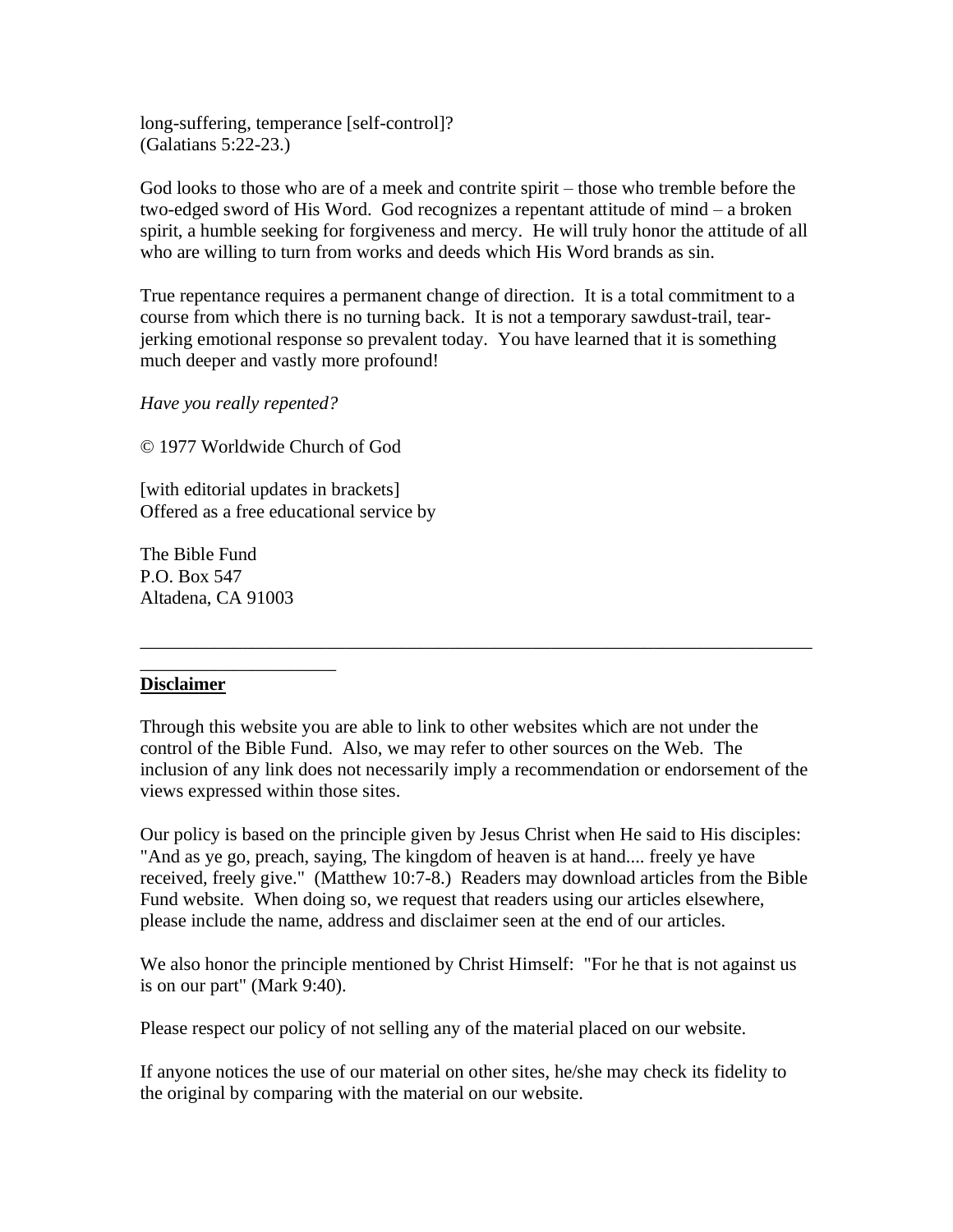long-suffering, temperance [self-control]?
(Galatians 5:22-23.)

God looks to those who are of a meek and contrite spirit – those who tremble before the two-edged sword of His Word. God recognizes a repentant attitude of mind – a broken spirit, a humble seeking for forgiveness and mercy. He will truly honor the attitude of all who are willing to turn from works and deeds which His Word brands as sin.

True repentance requires a permanent change of direction. It is a total commitment to a course from which there is no turning back. It is not a temporary sawdust-trail, tear-jerking emotional response so prevalent today. You have learned that it is something much deeper and vastly more profound!

*Have you really repented?*

© 1977 Worldwide Church of God

[with editorial updates in brackets]
Offered as a free educational service by

The Bible Fund
P.O. Box 547
Altadena, CA 91003

---

**Disclaimer**

Through this website you are able to link to other websites which are not under the control of the Bible Fund. Also, we may refer to other sources on the Web. The inclusion of any link does not necessarily imply a recommendation or endorsement of the views expressed within those sites.

Our policy is based on the principle given by Jesus Christ when He said to His disciples: "And as ye go, preach, saying, The kingdom of heaven is at hand.... freely ye have received, freely give." (Matthew 10:7-8.) Readers may download articles from the Bible Fund website. When doing so, we request that readers using our articles elsewhere, please include the name, address and disclaimer seen at the end of our articles.

We also honor the principle mentioned by Christ Himself: "For he that is not against us is on our part" (Mark 9:40).

Please respect our policy of not selling any of the material placed on our website.

If anyone notices the use of our material on other sites, he/she may check its fidelity to the original by comparing with the material on our website.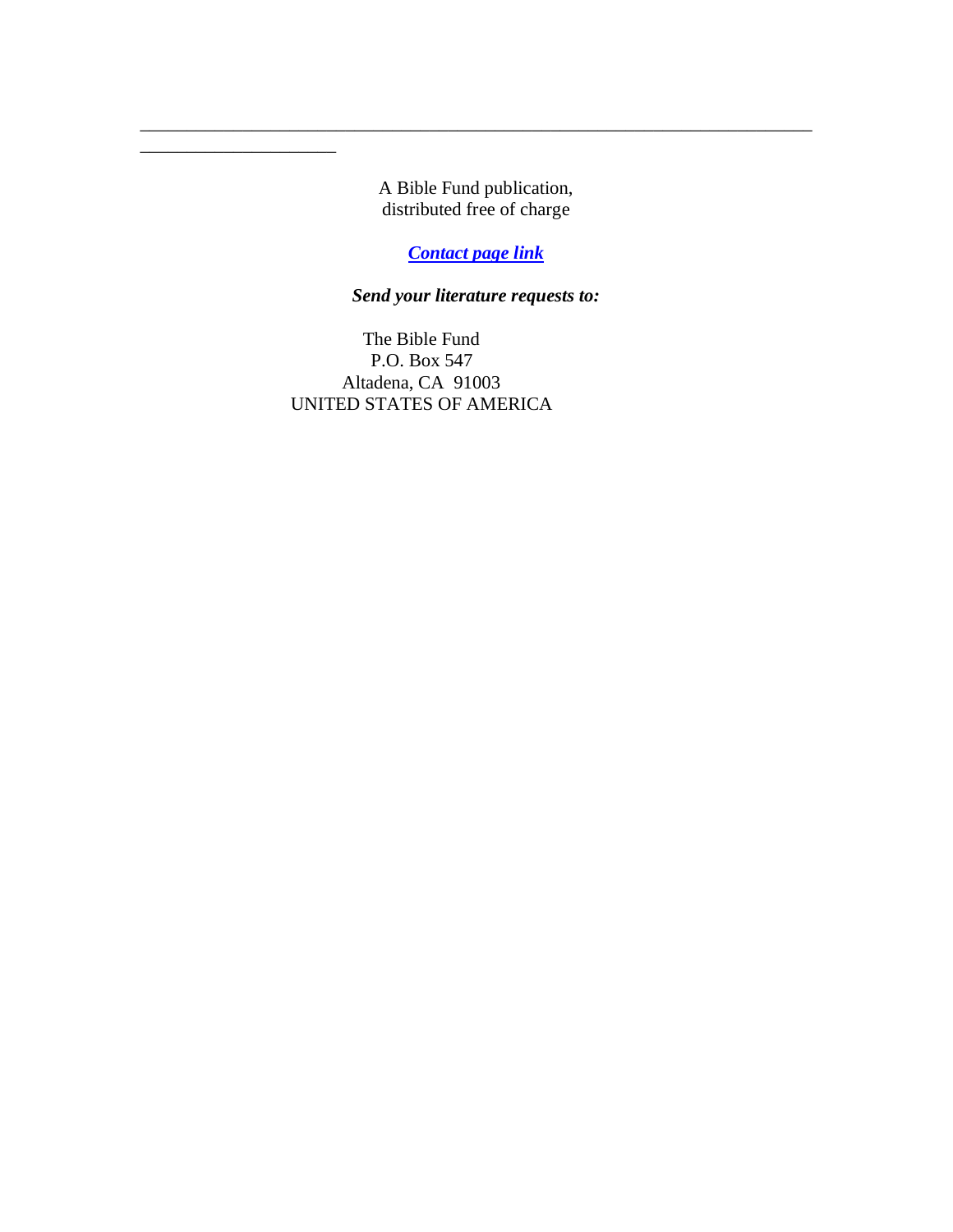---

A Bible Fund publication,
distributed free of charge

***Contact page link***

***Send your literature requests to:***

The Bible Fund
P.O. Box 547
Altadena, CA 91003
UNITED STATES OF AMERICA